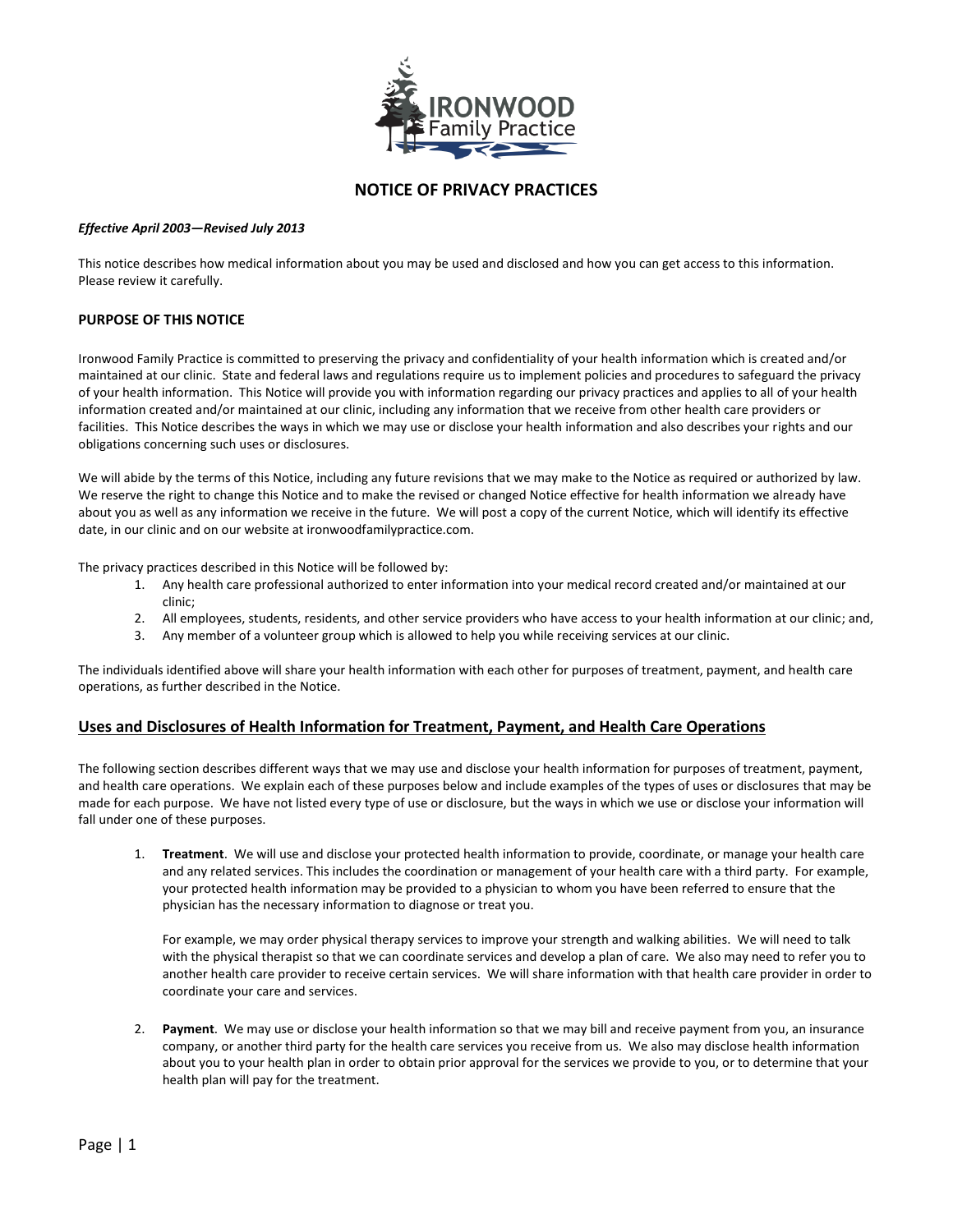# NOTICE OF PRIVACY PRACTICES

***Effective April 2003—Revised July 2013***

This notice describes how medical information about you may be used and disclosed and how you can get access to this information. Please review it carefully.

## PURPOSE OF THIS NOTICE

Ironwood Family Practice is committed to preserving the privacy and confidentiality of your health information which is created and/or maintained at our clinic. State and federal laws and regulations require us to implement policies and procedures to safeguard the privacy of your health information. This Notice will provide you with information regarding our privacy practices and applies to all of your health information created and/or maintained at our clinic, including any information that we receive from other health care providers or facilities. This Notice describes the ways in which we may use or disclose your health information and also describes your rights and our obligations concerning such uses or disclosures.

We will abide by the terms of this Notice, including any future revisions that we may make to the Notice as required or authorized by law. We reserve the right to change this Notice and to make the revised or changed Notice effective for health information we already have about you as well as any information we receive in the future. We will post a copy of the current Notice, which will identify its effective date, in our clinic and on our website at ironwoodfamilypractice.com.

The privacy practices described in this Notice will be followed by:

1. Any health care professional authorized to enter information into your medical record created and/or maintained at our clinic;
2. All employees, students, residents, and other service providers who have access to your health information at our clinic; and,
3. Any member of a volunteer group which is allowed to help you while receiving services at our clinic.

The individuals identified above will share your health information with each other for purposes of treatment, payment, and health care operations, as further described in the Notice.

## Uses and Disclosures of Health Information for Treatment, Payment, and Health Care Operations

The following section describes different ways that we may use and disclose your health information for purposes of treatment, payment, and health care operations. We explain each of these purposes below and include examples of the types of uses or disclosures that may be made for each purpose. We have not listed every type of use or disclosure, but the ways in which we use or disclose your information will fall under one of these purposes.

1. **Treatment**. We will use and disclose your protected health information to provide, coordinate, or manage your health care and any related services. This includes the coordination or management of your health care with a third party. For example, your protected health information may be provided to a physician to whom you have been referred to ensure that the physician has the necessary information to diagnose or treat you.

   For example, we may order physical therapy services to improve your strength and walking abilities. We will need to talk with the physical therapist so that we can coordinate services and develop a plan of care. We also may need to refer you to another health care provider to receive certain services. We will share information with that health care provider in order to coordinate your care and services.

2. **Payment**. We may use or disclose your health information so that we may bill and receive payment from you, an insurance company, or another third party for the health care services you receive from us. We also may disclose health information about you to your health plan in order to obtain prior approval for the services we provide to you, or to determine that your health plan will pay for the treatment.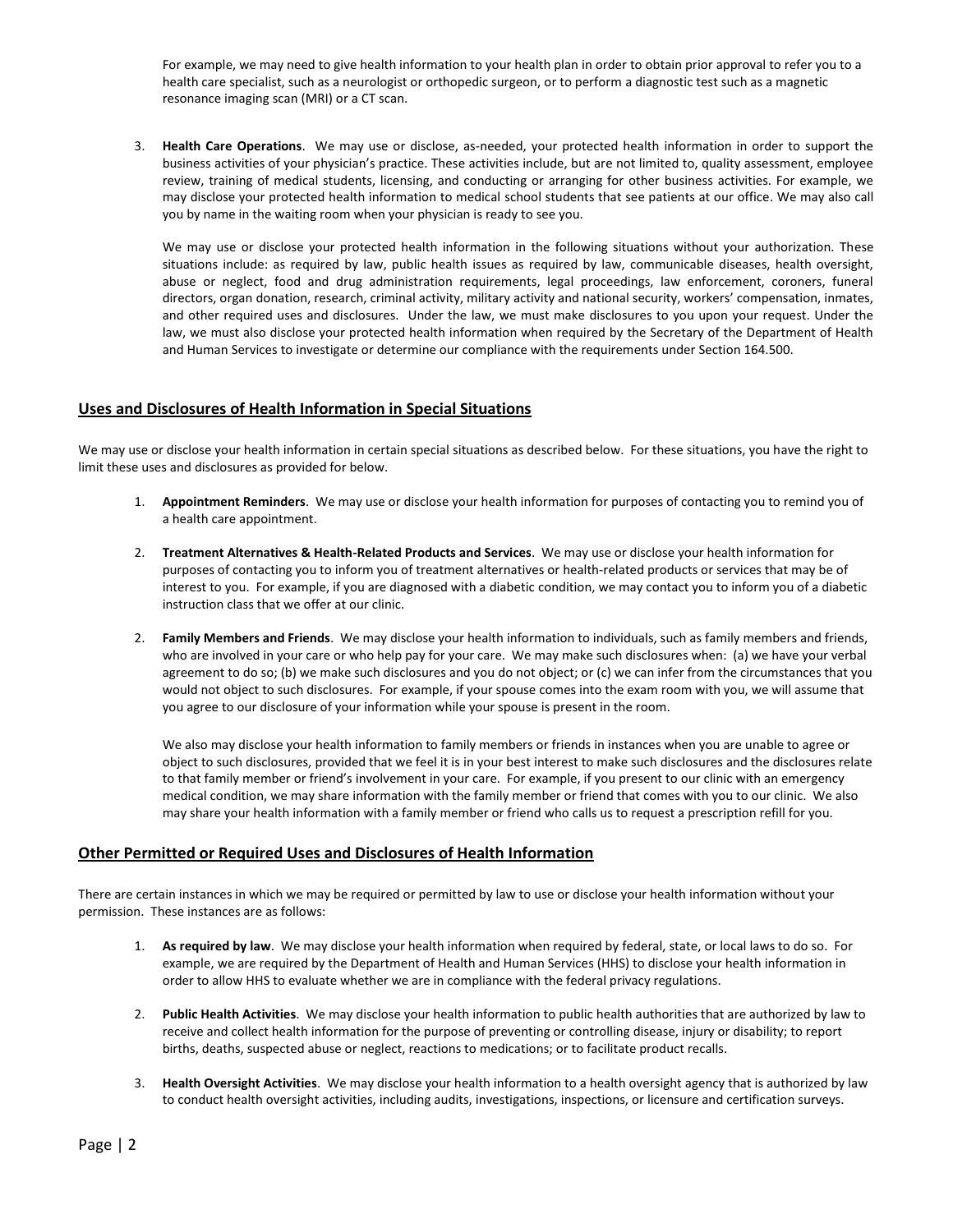For example, we may need to give health information to your health plan in order to obtain prior approval to refer you to a health care specialist, such as a neurologist or orthopedic surgeon, or to perform a diagnostic test such as a magnetic resonance imaging scan (MRI) or a CT scan.

3. **Health Care Operations**. We may use or disclose, as-needed, your protected health information in order to support the business activities of your physician's practice. These activities include, but are not limited to, quality assessment, employee review, training of medical students, licensing, and conducting or arranging for other business activities. For example, we may disclose your protected health information to medical school students that see patients at our office. We may also call you by name in the waiting room when your physician is ready to see you.

   We may use or disclose your protected health information in the following situations without your authorization. These situations include: as required by law, public health issues as required by law, communicable diseases, health oversight, abuse or neglect, food and drug administration requirements, legal proceedings, law enforcement, coroners, funeral directors, organ donation, research, criminal activity, military activity and national security, workers' compensation, inmates, and other required uses and disclosures. Under the law, we must make disclosures to you upon your request. Under the law, we must also disclose your protected health information when required by the Secretary of the Department of Health and Human Services to investigate or determine our compliance with the requirements under Section 164.500.

## Uses and Disclosures of Health Information in Special Situations

We may use or disclose your health information in certain special situations as described below. For these situations, you have the right to limit these uses and disclosures as provided for below.

1. **Appointment Reminders**. We may use or disclose your health information for purposes of contacting you to remind you of a health care appointment.

2. **Treatment Alternatives & Health-Related Products and Services**. We may use or disclose your health information for purposes of contacting you to inform you of treatment alternatives or health-related products or services that may be of interest to you. For example, if you are diagnosed with a diabetic condition, we may contact you to inform you of a diabetic instruction class that we offer at our clinic.

2. **Family Members and Friends**. We may disclose your health information to individuals, such as family members and friends, who are involved in your care or who help pay for your care. We may make such disclosures when: (a) we have your verbal agreement to do so; (b) we make such disclosures and you do not object; or (c) we can infer from the circumstances that you would not object to such disclosures. For example, if your spouse comes into the exam room with you, we will assume that you agree to our disclosure of your information while your spouse is present in the room.

   We also may disclose your health information to family members or friends in instances when you are unable to agree or object to such disclosures, provided that we feel it is in your best interest to make such disclosures and the disclosures relate to that family member or friend's involvement in your care. For example, if you present to our clinic with an emergency medical condition, we may share information with the family member or friend that comes with you to our clinic. We also may share your health information with a family member or friend who calls us to request a prescription refill for you.

## Other Permitted or Required Uses and Disclosures of Health Information

There are certain instances in which we may be required or permitted by law to use or disclose your health information without your permission. These instances are as follows:

1. **As required by law**. We may disclose your health information when required by federal, state, or local laws to do so. For example, we are required by the Department of Health and Human Services (HHS) to disclose your health information in order to allow HHS to evaluate whether we are in compliance with the federal privacy regulations.

2. **Public Health Activities**. We may disclose your health information to public health authorities that are authorized by law to receive and collect health information for the purpose of preventing or controlling disease, injury or disability; to report births, deaths, suspected abuse or neglect, reactions to medications; or to facilitate product recalls.

3. **Health Oversight Activities**. We may disclose your health information to a health oversight agency that is authorized by law to conduct health oversight activities, including audits, investigations, inspections, or licensure and certification surveys.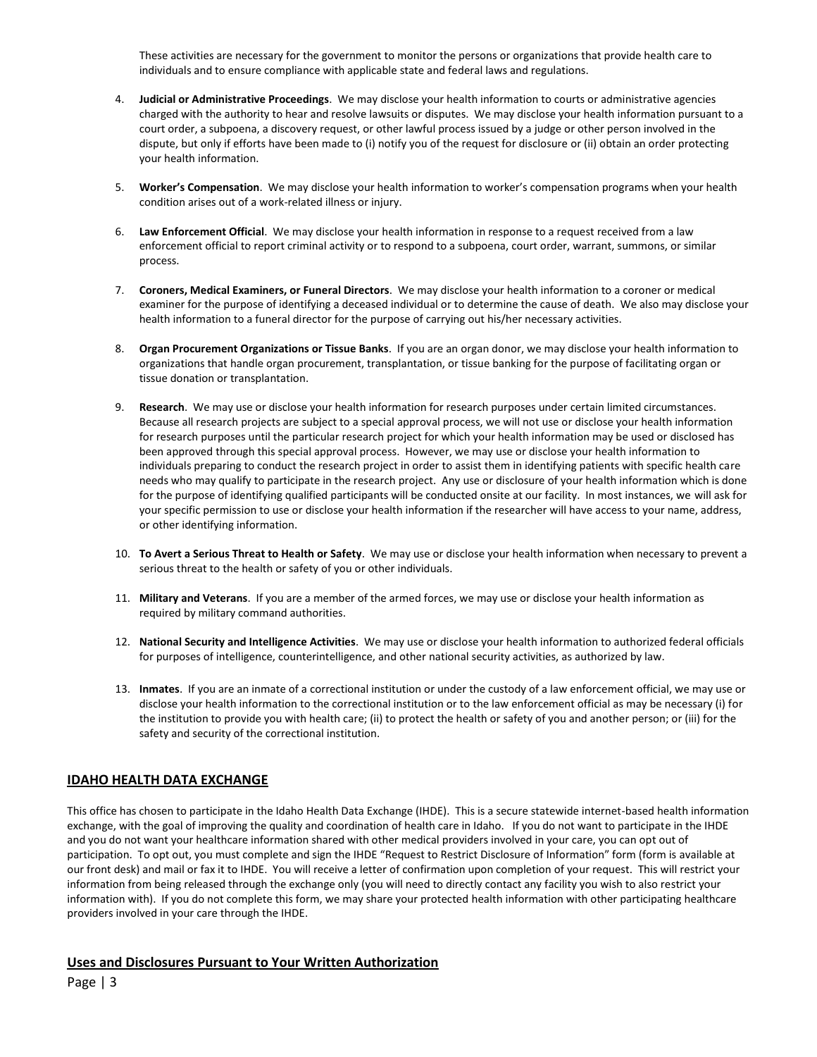These activities are necessary for the government to monitor the persons or organizations that provide health care to individuals and to ensure compliance with applicable state and federal laws and regulations.

4. **Judicial or Administrative Proceedings**. We may disclose your health information to courts or administrative agencies charged with the authority to hear and resolve lawsuits or disputes. We may disclose your health information pursuant to a court order, a subpoena, a discovery request, or other lawful process issued by a judge or other person involved in the dispute, but only if efforts have been made to (i) notify you of the request for disclosure or (ii) obtain an order protecting your health information.

5. **Worker's Compensation**. We may disclose your health information to worker's compensation programs when your health condition arises out of a work-related illness or injury.

6. **Law Enforcement Official**. We may disclose your health information in response to a request received from a law enforcement official to report criminal activity or to respond to a subpoena, court order, warrant, summons, or similar process.

7. **Coroners, Medical Examiners, or Funeral Directors**. We may disclose your health information to a coroner or medical examiner for the purpose of identifying a deceased individual or to determine the cause of death. We also may disclose your health information to a funeral director for the purpose of carrying out his/her necessary activities.

8. **Organ Procurement Organizations or Tissue Banks**. If you are an organ donor, we may disclose your health information to organizations that handle organ procurement, transplantation, or tissue banking for the purpose of facilitating organ or tissue donation or transplantation.

9. **Research**. We may use or disclose your health information for research purposes under certain limited circumstances. Because all research projects are subject to a special approval process, we will not use or disclose your health information for research purposes until the particular research project for which your health information may be used or disclosed has been approved through this special approval process. However, we may use or disclose your health information to individuals preparing to conduct the research project in order to assist them in identifying patients with specific health care needs who may qualify to participate in the research project. Any use or disclosure of your health information which is done for the purpose of identifying qualified participants will be conducted onsite at our facility. In most instances, we will ask for your specific permission to use or disclose your health information if the researcher will have access to your name, address, or other identifying information.

10. **To Avert a Serious Threat to Health or Safety**. We may use or disclose your health information when necessary to prevent a serious threat to the health or safety of you or other individuals.

11. **Military and Veterans**. If you are a member of the armed forces, we may use or disclose your health information as required by military command authorities.

12. **National Security and Intelligence Activities**. We may use or disclose your health information to authorized federal officials for purposes of intelligence, counterintelligence, and other national security activities, as authorized by law.

13. **Inmates**. If you are an inmate of a correctional institution or under the custody of a law enforcement official, we may use or disclose your health information to the correctional institution or to the law enforcement official as may be necessary (i) for the institution to provide you with health care; (ii) to protect the health or safety of you and another person; or (iii) for the safety and security of the correctional institution.

## IDAHO HEALTH DATA EXCHANGE

This office has chosen to participate in the Idaho Health Data Exchange (IHDE). This is a secure statewide internet-based health information exchange, with the goal of improving the quality and coordination of health care in Idaho. If you do not want to participate in the IHDE and you do not want your healthcare information shared with other medical providers involved in your care, you can opt out of participation. To opt out, you must complete and sign the IHDE "Request to Restrict Disclosure of Information" form (form is available at our front desk) and mail or fax it to IHDE. You will receive a letter of confirmation upon completion of your request. This will restrict your information from being released through the exchange only (you will need to directly contact any facility you wish to also restrict your information with). If you do not complete this form, we may share your protected health information with other participating healthcare providers involved in your care through the IHDE.

## Uses and Disclosures Pursuant to Your Written Authorization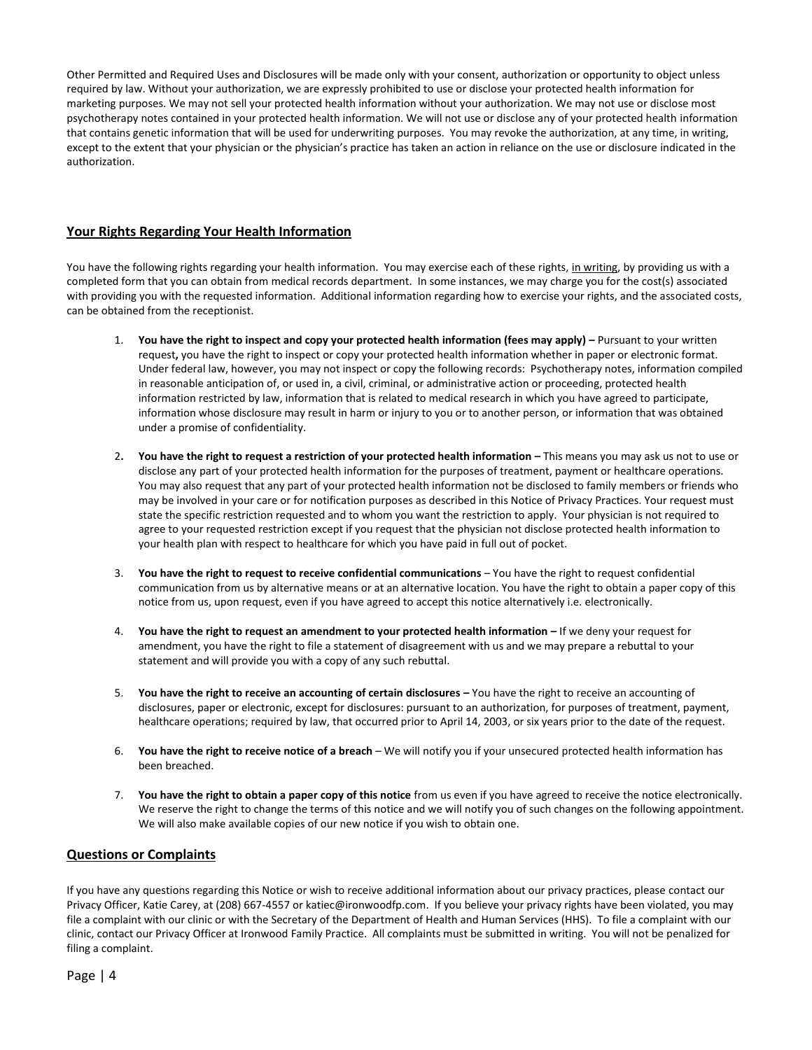Other Permitted and Required Uses and Disclosures will be made only with your consent, authorization or opportunity to object unless required by law. Without your authorization, we are expressly prohibited to use or disclose your protected health information for marketing purposes. We may not sell your protected health information without your authorization. We may not use or disclose most psychotherapy notes contained in your protected health information. We will not use or disclose any of your protected health information that contains genetic information that will be used for underwriting purposes. You may revoke the authorization, at any time, in writing, except to the extent that your physician or the physician's practice has taken an action in reliance on the use or disclosure indicated in the authorization.

## Your Rights Regarding Your Health Information

You have the following rights regarding your health information. You may exercise each of these rights, in writing, by providing us with a completed form that you can obtain from medical records department. In some instances, we may charge you for the cost(s) associated with providing you with the requested information. Additional information regarding how to exercise your rights, and the associated costs, can be obtained from the receptionist.

1. **You have the right to inspect and copy your protected health information (fees may apply) –** Pursuant to your written request**,** you have the right to inspect or copy your protected health information whether in paper or electronic format. Under federal law, however, you may not inspect or copy the following records: Psychotherapy notes, information compiled in reasonable anticipation of, or used in, a civil, criminal, or administrative action or proceeding, protected health information restricted by law, information that is related to medical research in which you have agreed to participate, information whose disclosure may result in harm or injury to you or to another person, or information that was obtained under a promise of confidentiality.

2. **You have the right to request a restriction of your protected health information –** This means you may ask us not to use or disclose any part of your protected health information for the purposes of treatment, payment or healthcare operations. You may also request that any part of your protected health information not be disclosed to family members or friends who may be involved in your care or for notification purposes as described in this Notice of Privacy Practices. Your request must state the specific restriction requested and to whom you want the restriction to apply. Your physician is not required to agree to your requested restriction except if you request that the physician not disclose protected health information to your health plan with respect to healthcare for which you have paid in full out of pocket.

3. **You have the right to request to receive confidential communications** – You have the right to request confidential communication from us by alternative means or at an alternative location. You have the right to obtain a paper copy of this notice from us, upon request, even if you have agreed to accept this notice alternatively i.e. electronically.

4. **You have the right to request an amendment to your protected health information –** If we deny your request for amendment, you have the right to file a statement of disagreement with us and we may prepare a rebuttal to your statement and will provide you with a copy of any such rebuttal.

5. **You have the right to receive an accounting of certain disclosures –** You have the right to receive an accounting of disclosures, paper or electronic, except for disclosures: pursuant to an authorization, for purposes of treatment, payment, healthcare operations; required by law, that occurred prior to April 14, 2003, or six years prior to the date of the request.

6. **You have the right to receive notice of a breach** – We will notify you if your unsecured protected health information has been breached.

7. **You have the right to obtain a paper copy of this notice** from us even if you have agreed to receive the notice electronically. We reserve the right to change the terms of this notice and we will notify you of such changes on the following appointment. We will also make available copies of our new notice if you wish to obtain one.

## Questions or Complaints

If you have any questions regarding this Notice or wish to receive additional information about our privacy practices, please contact our Privacy Officer, Katie Carey, at (208) 667-4557 or katiec@ironwoodfp.com. If you believe your privacy rights have been violated, you may file a complaint with our clinic or with the Secretary of the Department of Health and Human Services (HHS). To file a complaint with our clinic, contact our Privacy Officer at Ironwood Family Practice. All complaints must be submitted in writing. You will not be penalized for filing a complaint.